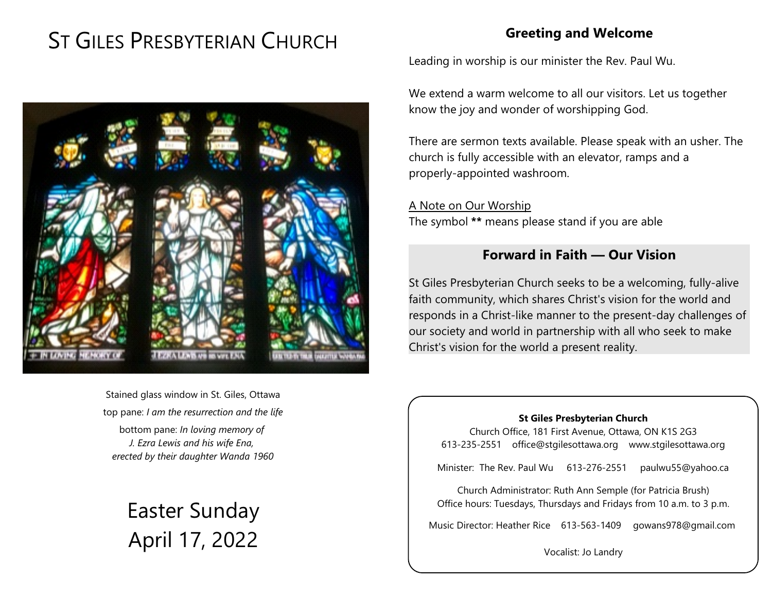# St Giles Presbyterian Church

Stained glass window in St. Giles, Ottawa

top pane: *I am the resurrection and the life*

bottom pane: *In loving memory of J. Ezra Lewis and his wife Ena, erected by their daughter Wanda 1960*

## Easter Sunday
## April 17, 2022

### Greeting and Welcome

Leading in worship is our minister the Rev. Paul Wu.

We extend a warm welcome to all our visitors. Let us together know the joy and wonder of worshipping God.

There are sermon texts available. Please speak with an usher. The church is fully accessible with an elevator, ramps and a properly-appointed washroom.

A Note on Our Worship

The symbol **\*\*** means please stand if you are able

### Forward in Faith — Our Vision

St Giles Presbyterian Church seeks to be a welcoming, fully-alive faith community, which shares Christ's vision for the world and responds in a Christ-like manner to the present-day challenges of our society and world in partnership with all who seek to make Christ's vision for the world a present reality.

**St Giles Presbyterian Church**

Church Office, 181 First Avenue, Ottawa, ON K1S 2G3

613-235-2551 office@stgilesottawa.org www.stgilesottawa.org

Minister: The Rev. Paul Wu 613-276-2551 paulwu55@yahoo.ca

Church Administrator: Ruth Ann Semple (for Patricia Brush)

Office hours: Tuesdays, Thursdays and Fridays from 10 a.m. to 3 p.m.

Music Director: Heather Rice 613-563-1409 gowans978@gmail.com

Vocalist: Jo Landry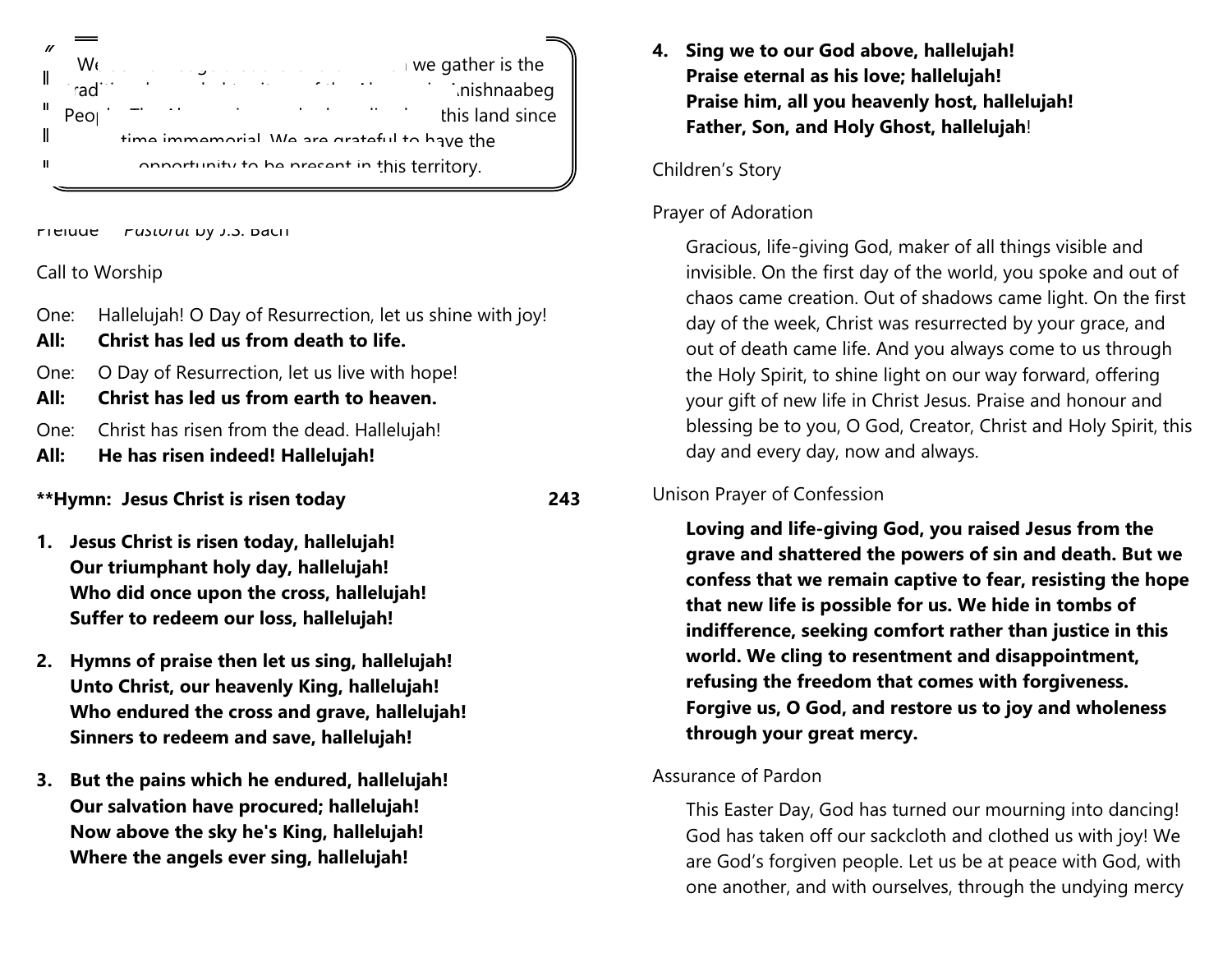We … we gather is the … traditional … Anishnaabeg People … this land since time immemorial. We are grateful to have the opportunity to be present in this territory.

Prelude *Pastoral* by J.S. Bach

Call to Worship

One: Hallelujah! O Day of Resurrection, let us shine with joy!
**All: Christ has led us from death to life.**

One: O Day of Resurrection, let us live with hope!
**All: Christ has led us from earth to heaven.**

One: Christ has risen from the dead. Hallelujah!
**All: He has risen indeed! Hallelujah!**

**Hymn: Jesus Christ is risen today 243

1. Jesus Christ is risen today, hallelujah!
Our triumphant holy day, hallelujah!
Who did once upon the cross, hallelujah!
Suffer to redeem our loss, hallelujah!**

**2. Hymns of praise then let us sing, hallelujah!
Unto Christ, our heavenly King, hallelujah!
Who endured the cross and grave, hallelujah!
Sinners to redeem and save, hallelujah!**

**3. But the pains which he endured, hallelujah!
Our salvation have procured; hallelujah!
Now above the sky he's King, hallelujah!
Where the angels ever sing, hallelujah!**

**4. Sing we to our God above, hallelujah!
Praise eternal as his love; hallelujah!
Praise him, all you heavenly host, hallelujah!
Father, Son, and Holy Ghost, hallelujah!**

Children's Story

Prayer of Adoration

Gracious, life-giving God, maker of all things visible and invisible. On the first day of the world, you spoke and out of chaos came creation. Out of shadows came light. On the first day of the week, Christ was resurrected by your grace, and out of death came life. And you always come to us through the Holy Spirit, to shine light on our way forward, offering your gift of new life in Christ Jesus. Praise and honour and blessing be to you, O God, Creator, Christ and Holy Spirit, this day and every day, now and always.

Unison Prayer of Confession

**Loving and life-giving God, you raised Jesus from the grave and shattered the powers of sin and death. But we confess that we remain captive to fear, resisting the hope that new life is possible for us. We hide in tombs of indifference, seeking comfort rather than justice in this world. We cling to resentment and disappointment, refusing the freedom that comes with forgiveness. Forgive us, O God, and restore us to joy and wholeness through your great mercy.**

Assurance of Pardon

This Easter Day, God has turned our mourning into dancing! God has taken off our sackcloth and clothed us with joy! We are God's forgiven people. Let us be at peace with God, with one another, and with ourselves, through the undying mercy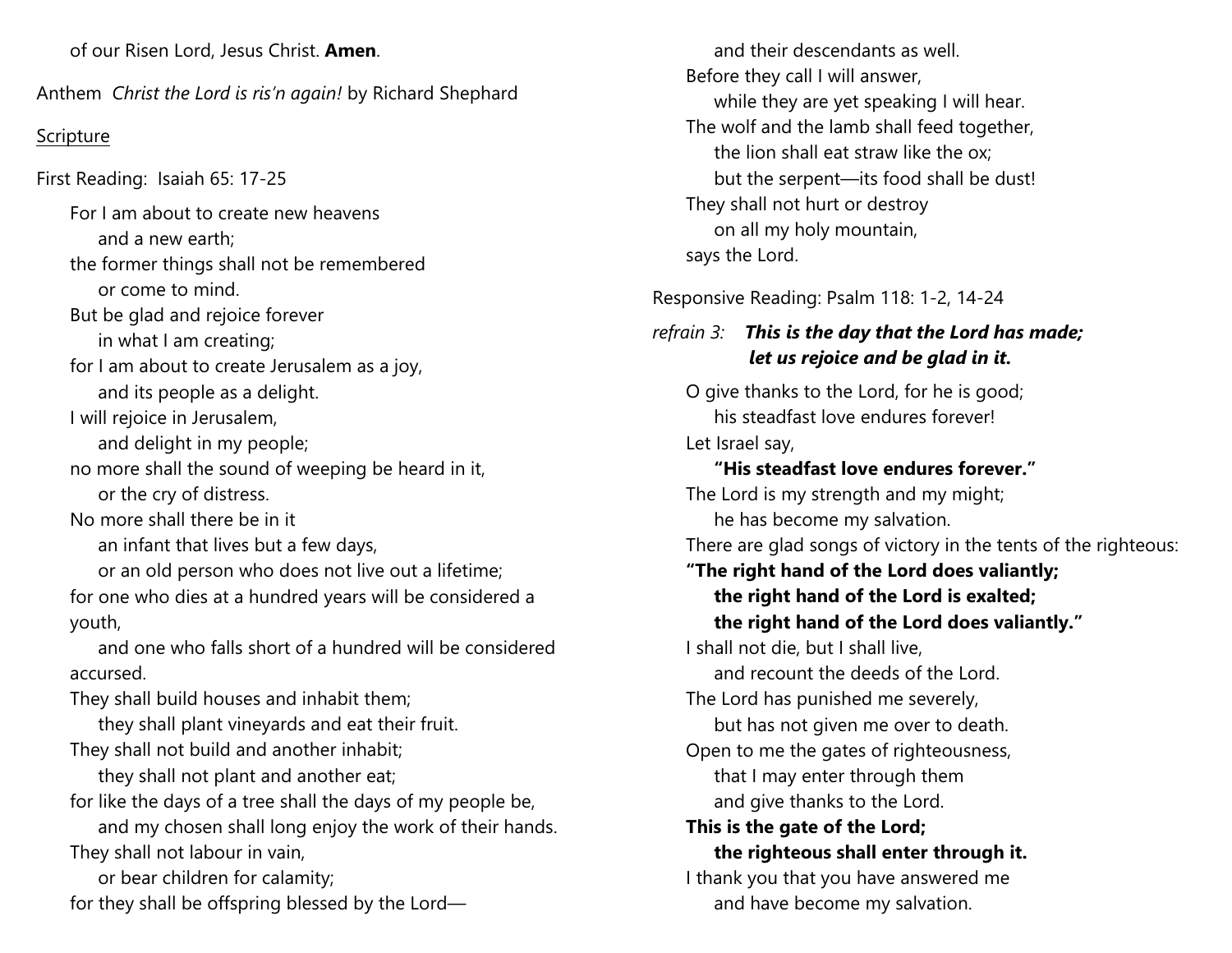of our Risen Lord, Jesus Christ. **Amen**.

Anthem *Christ the Lord is ris'n again!* by Richard Shephard

Scripture

First Reading: Isaiah 65: 17-25

For I am about to create new heavens
  and a new earth;
the former things shall not be remembered
  or come to mind.
But be glad and rejoice forever
  in what I am creating;
for I am about to create Jerusalem as a joy,
  and its people as a delight.
I will rejoice in Jerusalem,
  and delight in my people;
no more shall the sound of weeping be heard in it,
  or the cry of distress.
No more shall there be in it
  an infant that lives but a few days,
  or an old person who does not live out a lifetime;
for one who dies at a hundred years will be considered a youth,
  and one who falls short of a hundred will be considered accursed.
They shall build houses and inhabit them;
  they shall plant vineyards and eat their fruit.
They shall not build and another inhabit;
  they shall not plant and another eat;
for like the days of a tree shall the days of my people be,
  and my chosen shall long enjoy the work of their hands.
They shall not labour in vain,
  or bear children for calamity;
for they shall be offspring blessed by the Lord—
  and their descendants as well.
Before they call I will answer,
  while they are yet speaking I will hear.
The wolf and the lamb shall feed together,
  the lion shall eat straw like the ox;
  but the serpent—its food shall be dust!
They shall not hurt or destroy
  on all my holy mountain,
says the Lord.

Responsive Reading: Psalm 118: 1-2, 14-24

*refrain 3:* ***This is the day that the Lord has made;***
***let us rejoice and be glad in it.***

O give thanks to the Lord, for he is good;
  his steadfast love endures forever!
Let Israel say,
  **"His steadfast love endures forever."**
The Lord is my strength and my might;
  he has become my salvation.
There are glad songs of victory in the tents of the righteous:
**"The right hand of the Lord does valiantly;**
  **the right hand of the Lord is exalted;**
  **the right hand of the Lord does valiantly."**
I shall not die, but I shall live,
  and recount the deeds of the Lord.
The Lord has punished me severely,
  but has not given me over to death.
Open to me the gates of righteousness,
  that I may enter through them
  and give thanks to the Lord.
**This is the gate of the Lord;**
  **the righteous shall enter through it.**
I thank you that you have answered me
  and have become my salvation.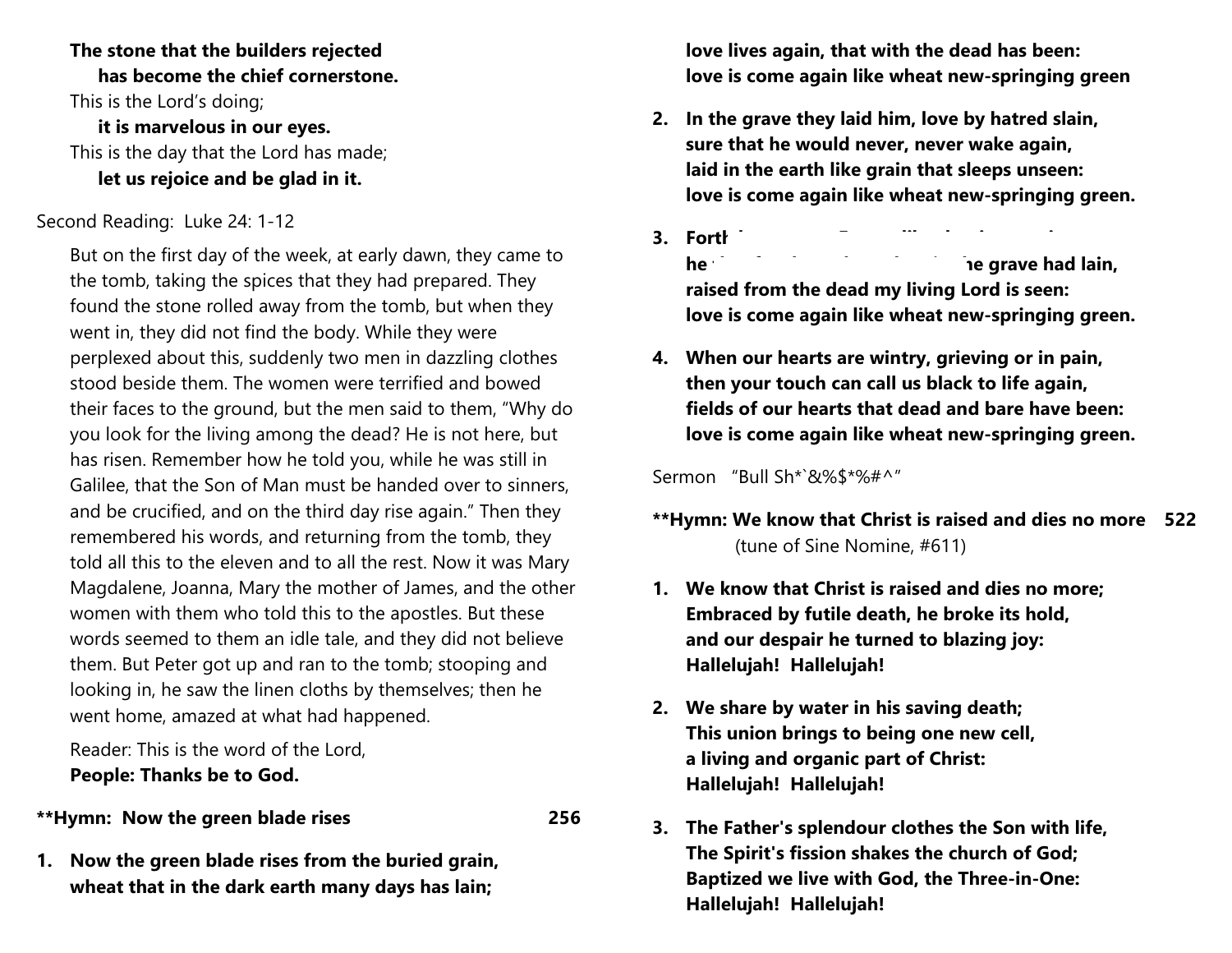**The stone that the builders rejected**
**has become the chief cornerstone.**
This is the Lord's doing;
**it is marvelous in our eyes.**
This is the day that the Lord has made;
**let us rejoice and be glad in it.**

Second Reading: Luke 24: 1-12

But on the first day of the week, at early dawn, they came to the tomb, taking the spices that they had prepared. They found the stone rolled away from the tomb, but when they went in, they did not find the body. While they were perplexed about this, suddenly two men in dazzling clothes stood beside them. The women were terrified and bowed their faces to the ground, but the men said to them, "Why do you look for the living among the dead? He is not here, but has risen. Remember how he told you, while he was still in Galilee, that the Son of Man must be handed over to sinners, and be crucified, and on the third day rise again." Then they remembered his words, and returning from the tomb, they told all this to the eleven and to all the rest. Now it was Mary Magdalene, Joanna, Mary the mother of James, and the other women with them who told this to the apostles. But these words seemed to them an idle tale, and they did not believe them. But Peter got up and ran to the tomb; stooping and looking in, he saw the linen cloths by themselves; then he went home, amazed at what had happened.

Reader: This is the word of the Lord,
**People: Thanks be to God.**

**\*\*Hymn: Now the green blade rises 256**

1. **Now the green blade rises from the buried grain,**
   **wheat that in the dark earth many days has lain;**
   **love lives again, that with the dead has been:**
   **love is come again like wheat new-springing green**

2. **In the grave they laid him, love by hatred slain,**
   **sure that he would never, never wake again,**
   **laid in the earth like grain that sleeps unseen:**
   **love is come again like wheat new-springing green.**

3. **Forth ... he ... he grave had lain,**
   **raised from the dead my living Lord is seen:**
   **love is come again like wheat new-springing green.**

4. **When our hearts are wintry, grieving or in pain,**
   **then your touch can call us black to life again,**
   **fields of our hearts that dead and bare have been:**
   **love is come again like wheat new-springing green.**

Sermon "Bull Sh*`&%$*%#^"

**\*\*Hymn: We know that Christ is raised and dies no more 522**
(tune of Sine Nomine, #611)

1. **We know that Christ is raised and dies no more;**
   **Embraced by futile death, he broke its hold,**
   **and our despair he turned to blazing joy:**
   **Hallelujah! Hallelujah!**

2. **We share by water in his saving death;**
   **This union brings to being one new cell,**
   **a living and organic part of Christ:**
   **Hallelujah! Hallelujah!**

3. **The Father's splendour clothes the Son with life,**
   **The Spirit's fission shakes the church of God;**
   **Baptized we live with God, the Three-in-One:**
   **Hallelujah! Hallelujah!**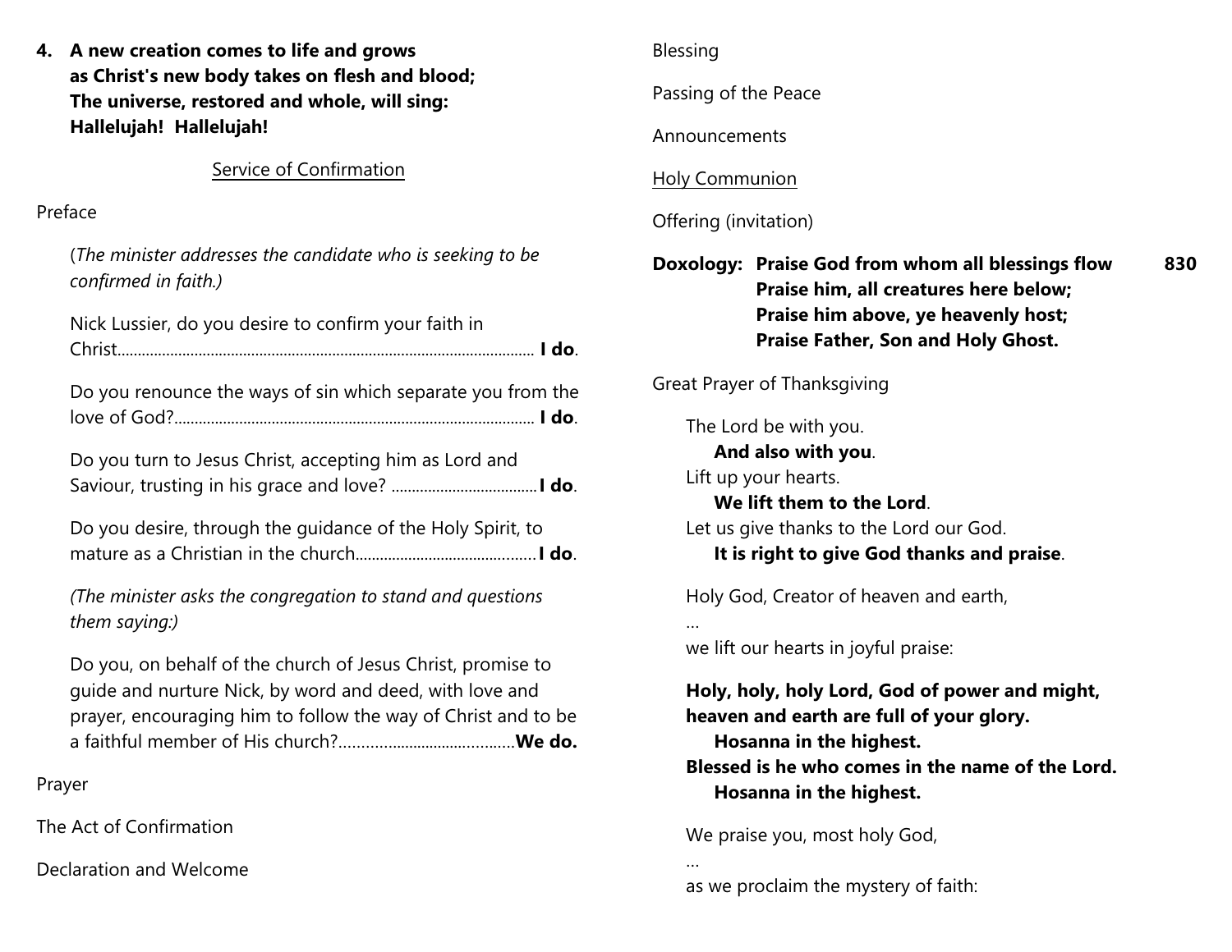4. **A new creation comes to life and grows as Christ's new body takes on flesh and blood; The universe, restored and whole, will sing: Hallelujah! Hallelujah!**

<u>Service of Confirmation</u>

Preface

(*The minister addresses the candidate who is seeking to be confirmed in faith.)*

Nick Lussier, do you desire to confirm your faith in Christ...................................................................................................... **I do**.

Do you renounce the ways of sin which separate you from the love of God?......................................................................................... **I do**.

Do you turn to Jesus Christ, accepting him as Lord and Saviour, trusting in his grace and love? ....................................**I do**.

Do you desire, through the guidance of the Holy Spirit, to mature as a Christian in the church............................................**I do**.

*(The minister asks the congregation to stand and questions them saying:)*

Do you, on behalf of the church of Jesus Christ, promise to guide and nurture Nick, by word and deed, with love and prayer, encouraging him to follow the way of Christ and to be a faithful member of His church?.........................................**We do.**

Prayer

The Act of Confirmation

Declaration and Welcome

Blessing

Passing of the Peace

Announcements

<u>Holy Communion</u>

Offering (invitation)

**Doxology: Praise God from whom all blessings flow** **830**
**Praise him, all creatures here below;**
**Praise him above, ye heavenly host;**
**Praise Father, Son and Holy Ghost.**

Great Prayer of Thanksgiving

The Lord be with you.
**And also with you**.
Lift up your hearts.
**We lift them to the Lord**.
Let us give thanks to the Lord our God.
**It is right to give God thanks and praise**.

Holy God, Creator of heaven and earth,
…
we lift our hearts in joyful praise:

**Holy, holy, holy Lord, God of power and might,**
**heaven and earth are full of your glory.**
**Hosanna in the highest.**
**Blessed is he who comes in the name of the Lord.**
**Hosanna in the highest.**

We praise you, most holy God,
…
as we proclaim the mystery of faith: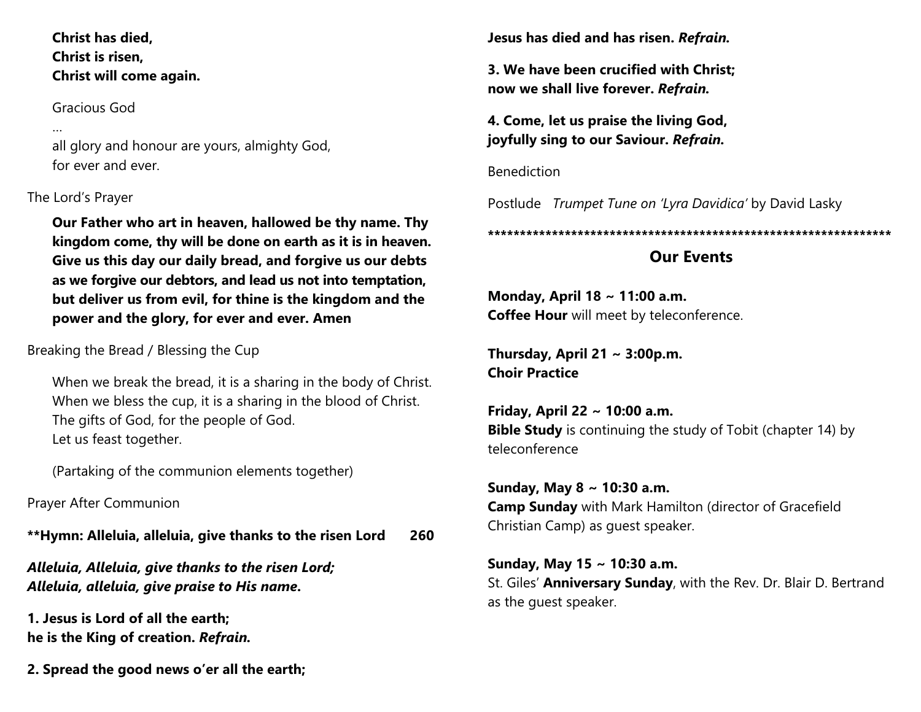**Christ has died,**
**Christ is risen,**
**Christ will come again.**

Gracious God
...
all glory and honour are yours, almighty God,
for ever and ever.

The Lord's Prayer

**Our Father who art in heaven, hallowed be thy name. Thy kingdom come, thy will be done on earth as it is in heaven. Give us this day our daily bread, and forgive us our debts as we forgive our debtors, and lead us not into temptation, but deliver us from evil, for thine is the kingdom and the power and the glory, for ever and ever. Amen**

Breaking the Bread / Blessing the Cup

When we break the bread, it is a sharing in the body of Christ.
When we bless the cup, it is a sharing in the blood of Christ.
The gifts of God, for the people of God.
Let us feast together.

(Partaking of the communion elements together)

Prayer After Communion

**\*\*Hymn: Alleluia, alleluia, give thanks to the risen Lord 260**

***Alleluia, Alleluia, give thanks to the risen Lord;***
***Alleluia, alleluia, give praise to His name.***

**1. Jesus is Lord of all the earth;**
**he is the King of creation. *Refrain.***

**2. Spread the good news o'er all the earth;**
**Jesus has died and has risen. *Refrain.***

**3. We have been crucified with Christ;**
**now we shall live forever. *Refrain.***

**4. Come, let us praise the living God,**
**joyfully sing to our Saviour. *Refrain.***

Benediction

Postlude *Trumpet Tune on 'Lyra Davidica'* by David Lasky

*****************************************************************

## Our Events

**Monday, April 18 ~ 11:00 a.m.**
**Coffee Hour** will meet by teleconference.

**Thursday, April 21 ~ 3:00p.m.**
**Choir Practice**

**Friday, April 22 ~ 10:00 a.m.**
**Bible Study** is continuing the study of Tobit (chapter 14) by teleconference

**Sunday, May 8 ~ 10:30 a.m.**
**Camp Sunday** with Mark Hamilton (director of Gracefield Christian Camp) as guest speaker.

**Sunday, May 15 ~ 10:30 a.m.**
St. Giles' **Anniversary Sunday**, with the Rev. Dr. Blair D. Bertrand as the guest speaker.